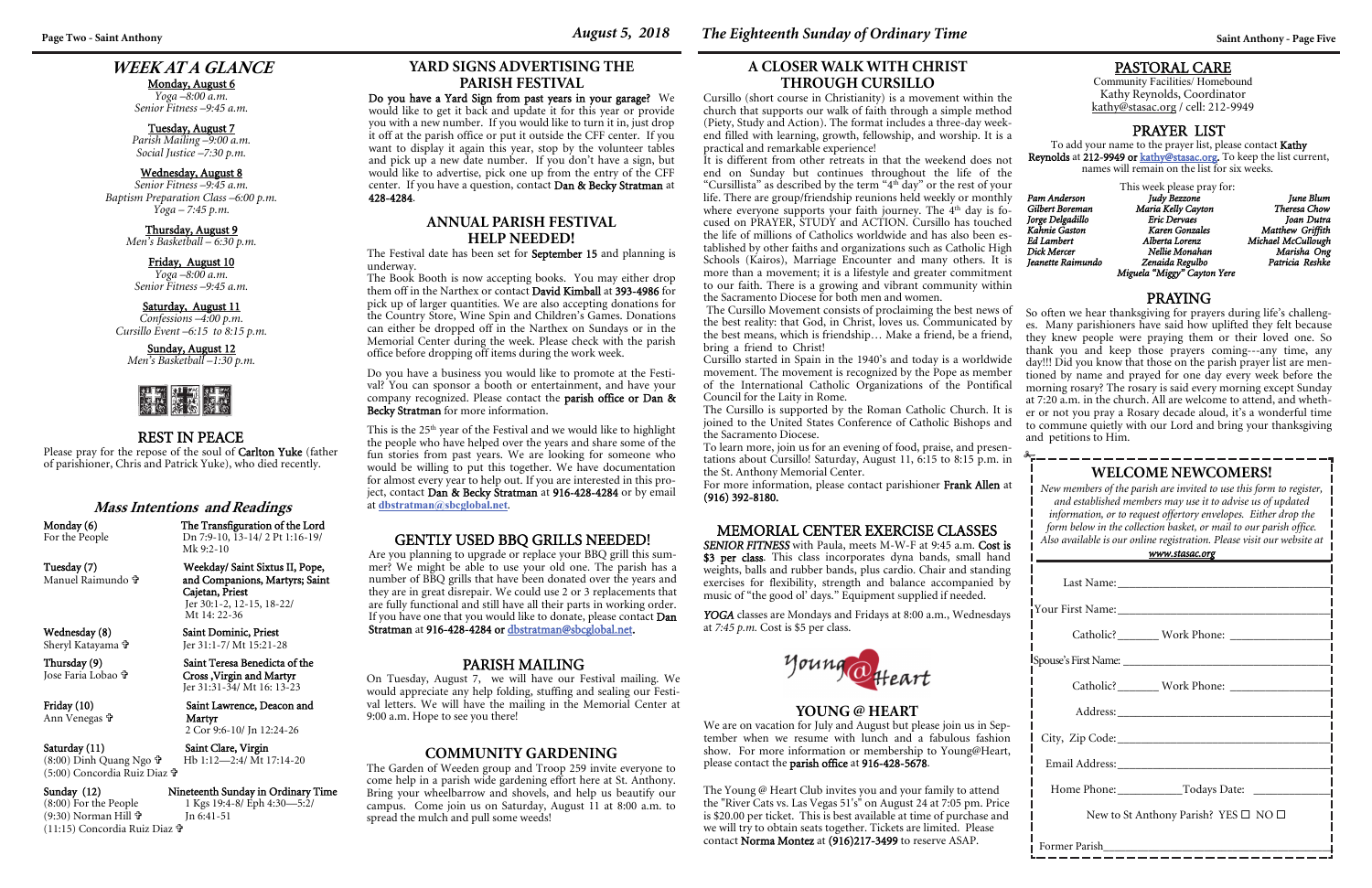# WEEK AT A GLANCE

**Monday, August 6**
*Yoga –8:00 a.m.*
*Senior Fitness –9:45 a.m.*

**Tuesday, August 7**
*Parish Mailing –9:00 a.m.*
*Social Justice –7:30 p.m.*

**Wednesday, August 8**
*Senior Fitness –9:45 a.m.*
*Baptism Preparation Class –6:00 p.m.*
*Yoga – 7:45 p.m.*

**Thursday, August 9**
*Men's Basketball – 6:30 p.m.*

**Friday, August 10**
*Yoga –8:00 a.m.*
*Senior Fitness –9:45 a.m.*

**Saturday, August 11**
*Confessions –4:00 p.m.*
*Cursillo Event –6:15 to 8:15 p.m.*

**Sunday, August 12**
*Men's Basketball –1:30 p.m.*

## REST IN PEACE

Please pray for the repose of the soul of **Carlton Yuke** (father of parishioner, Chris and Patrick Yuke), who died recently.

## Mass Intentions and Readings

| | |
|---|---|
| **Monday (6)** For the People | **The Transfiguration of the Lord** Dn 7:9-10, 13-14/ 2 Pt 1:16-19/ Mk 9:2-10 |
| **Tuesday (7)** Manuel Raimundo ✞ | **Weekday/ Saint Sixtus II, Pope, and Companions, Martyrs; Saint Cajetan, Priest** Jer 30:1-2, 12-15, 18-22/ Mt 14: 22-36 |
| **Wednesday (8)** Sheryl Katayama ✞ | **Saint Dominic, Priest** Jer 31:1-7/ Mt 15:21-28 |
| **Thursday (9)** Jose Faria Lobao ✞ | **Saint Teresa Benedicta of the Cross ,Virgin and Martyr** Jer 31:31-34/ Mt 16: 13-23 |
| **Friday (10)** Ann Venegas ✞ | **Saint Lawrence, Deacon and Martyr** 2 Cor 9:6-10/ Jn 12:24-26 |
| **Saturday (11)** (8:00) Dinh Quang Ngo ✞ (5:00) Concordia Ruiz Diaz ✞ | **Saint Clare, Virgin** Hb 1:12—2:4/ Mt 17:14-20 |
| **Sunday (12)** (8:00) For the People (9:30) Norman Hill ✞ (11:15) Concordia Ruiz Diaz ✞ | **Nineteenth Sunday in Ordinary Time** 1 Kgs 19:4-8/ Eph 4:30—5:2/ Jn 6:41-51 |

## YARD SIGNS ADVERTISING THE PARISH FESTIVAL

**Do you have a Yard Sign from past years in your garage?** We would like to get it back and update it for this year or provide you with a new number. If you would like to turn it in, just drop it off at the parish office or put it outside the CFF center. If you want to display it again this year, stop by the volunteer tables and pick up a new date number. If you don't have a sign, but would like to advertise, pick one up from the entry of the CFF center. If you have a question, contact **Dan & Becky Stratman** at **428-4284**.

## ANNUAL PARISH FESTIVAL HELP NEEDED!

The Festival date has been set for **September 15** and planning is underway.

The Book Booth is now accepting books. You may either drop them off in the Narthex or contact **David Kimball** at **393-4986** for pick up of larger quantities. We are also accepting donations for the Country Store, Wine Spin and Children's Games. Donations can either be dropped off in the Narthex on Sundays or in the Memorial Center during the week. Please check with the parish office before dropping off items during the work week.

Do you have a business you would like to promote at the Festival? You can sponsor a booth or entertainment, and have your company recognized. Please contact the **parish office or Dan & Becky Stratman** for more information.

This is the 25th year of the Festival and we would like to highlight the people who have helped over the years and share some of the fun stories from past years. We are looking for someone who would be willing to put this together. We have documentation for almost every year to help out. If you are interested in this project, contact **Dan & Becky Stratman** at **916-428-4284** or by email at **dbstratman@sbcglobal.net**.

## GENTLY USED BBQ GRILLS NEEDED!

Are you planning to upgrade or replace your BBQ grill this summer? We might be able to use your old one. The parish has a number of BBQ grills that have been donated over the years and they are in great disrepair. We could use 2 or 3 replacements that are fully functional and still have all their parts in working order. If you have one that you would like to donate, please contact **Dan Stratman** at **916-428-4284 or dbstratman@sbcglobal.net.**

## PARISH MAILING

On Tuesday, August 7, we will have our Festival mailing. We would appreciate any help folding, stuffing and sealing our Festival letters. We will have the mailing in the Memorial Center at 9:00 a.m. Hope to see you there!

## COMMUNITY GARDENING

The Garden of Weedon group and Troop 259 invite everyone to come help in a parish wide gardening effort here at St. Anthony. Bring your wheelbarrow and shovels, and help us beautify our campus. Come join us on Saturday, August 11 at 8:00 a.m. to spread the mulch and pull some weeds!

## A CLOSER WALK WITH CHRIST THROUGH CURSILLO

Cursillo (short course in Christianity) is a movement within the church that supports our walk of faith through a simple method (Piety, Study and Action). The format includes a three-day weekend filled with learning, growth, fellowship, and worship. It is a practical and remarkable experience!

It is different from other retreats in that the weekend does not end on Sunday but continues throughout the life of the "Cursillista" as described by the term "4th day" or the rest of your life. There are group/friendship reunions held weekly or monthly where everyone supports your faith journey. The 4th day is focused on PRAYER, STUDY and ACTION. Cursillo has touched the life of millions of Catholics worldwide and has also been established by other faiths and organizations such as Catholic High Schools (Kairos), Marriage Encounter and many others. It is more than a movement; it is a lifestyle and greater commitment to our faith. There is a growing and vibrant community within the Sacramento Diocese for both men and women.

The Cursillo Movement consists of proclaiming the best news of the best reality: that God, in Christ, loves us. Communicated by the best means, which is friendship… Make a friend, be a friend, bring a friend to Christ!

Cursillo started in Spain in the 1940's and today is a worldwide movement. The movement is recognized by the Pope as member of the International Catholic Organizations of the Pontifical Council for the Laity in Rome.

The Cursillo is supported by the Roman Catholic Church. It is joined to the United States Conference of Catholic Bishops and the Sacramento Diocese.

To learn more, join us for an evening of food, praise, and presentations about Cursillo! Saturday, August 11, 6:15 to 8:15 p.m. in the St. Anthony Memorial Center.

For more information, please contact parishioner **Frank Allen** at **(916) 392-8180.**

## MEMORIAL CENTER EXERCISE CLASSES

***SENIOR FITNESS*** with Paula, meets M-W-F at 9:45 a.m. **Cost is $3 per class**. This class incorporates dyna bands, small hand weights, balls and rubber bands, plus cardio. Chair and standing exercises for flexibility, strength and balance accompanied by music of "the good ol' days." Equipment supplied if needed.

***YOGA*** classes are Mondays and Fridays at 8:00 a.m., Wednesdays at *7:45 p.m.* Cost is $5 per class.

## YOUNG @ HEART

We are on vacation for July and August but please join us in September when we resume with lunch and a fabulous fashion show. For more information or membership to Young@Heart, please contact the **parish office** at **916-428-5678**.

The Young @ Heart Club invites you and your family to attend the "River Cats vs. Las Vegas 51's" on August 24 at 7:05 pm. Price is $20.00 per ticket. This is best available at time of purchase and we will try to obtain seats together. Tickets are limited. Please contact **Norma Montez** at **(916)217-3499** to reserve ASAP.

## PASTORAL CARE

Community Facilities/ Homebound
Kathy Reynolds, Coordinator
kathy@stasac.org / cell: 212-9949

## PRAYER LIST

To add your name to the prayer list, please contact **Kathy Reynolds** at **212-9949 or kathy@stasac.org.** To keep the list current, names will remain on the list for six weeks.

This week please pray for:

*Pam Anderson, Judy Bezzone, June Blum, Gilbert Boreman, Maria Kelly Cayton, Theresa Chow, Jorge Delgadillo, Eric Dervaes, Joan Dutra, Kahnie Gaston, Karen Gonzales, Matthew Griffith, Ed Lambert, Alberta Lorenz, Michael McCullough, Dick Mercer, Nellie Monahan, Marisha Ong, Jeanette Raimundo, Zenaida Regulbo, Patricia Reshke, Miguela "Miggy" Cayton Yere*

## PRAYING

So often we hear thanksgiving for prayers during life's challenges. Many parishioners have said how uplifted they felt because they knew people were praying them or their loved one. So thank you and keep those prayers coming---any time, any day!!! Did you know that those on the parish prayer list are mentioned by name and prayed for one day every week before the morning rosary? The rosary is said every morning except Sunday at 7:20 a.m. in the church. All are welcome to attend, and whether or not you pray a Rosary decade aloud, it's a wonderful time to commune quietly with our Lord and bring your thanksgiving and petitions to Him.

## WELCOME NEWCOMERS!

*New members of the parish are invited to use this form to register, and established members may use it to advise us of updated information, or to request offertory envelopes. Either drop the form below in the collection basket, or mail to our parish office. Also available is our online registration. Please visit our website at* ***www.stasac.org***

Last Name:\_\_\_\_\_\_\_\_\_\_\_\_\_\_\_\_\_\_\_\_\_\_\_\_

Your First Name:\_\_\_\_\_\_\_\_\_\_\_\_\_\_\_\_\_\_\_\_\_\_\_\_

Catholic?\_\_\_\_\_\_\_ Work Phone: \_\_\_\_\_\_\_\_\_\_\_\_

Spouse's First Name: \_\_\_\_\_\_\_\_\_\_\_\_\_\_\_\_\_\_\_\_\_\_\_\_

Catholic?\_\_\_\_\_\_\_ Work Phone: \_\_\_\_\_\_\_\_\_\_\_\_

Address:\_\_\_\_\_\_\_\_\_\_\_\_\_\_\_\_\_\_\_\_\_\_\_\_

City, Zip Code:\_\_\_\_\_\_\_\_\_\_\_\_\_\_\_\_\_\_\_\_\_\_\_\_

Email Address:\_\_\_\_\_\_\_\_\_\_\_\_\_\_\_\_\_\_\_\_\_\_\_\_

Home Phone:\_\_\_\_\_\_\_\_\_\_\_Todays Date: \_\_\_\_\_\_\_\_\_\_\_\_

New to St Anthony Parish? YES ☐ NO ☐

Former Parish\_\_\_\_\_\_\_\_\_\_\_\_\_\_\_\_\_\_\_\_\_\_\_\_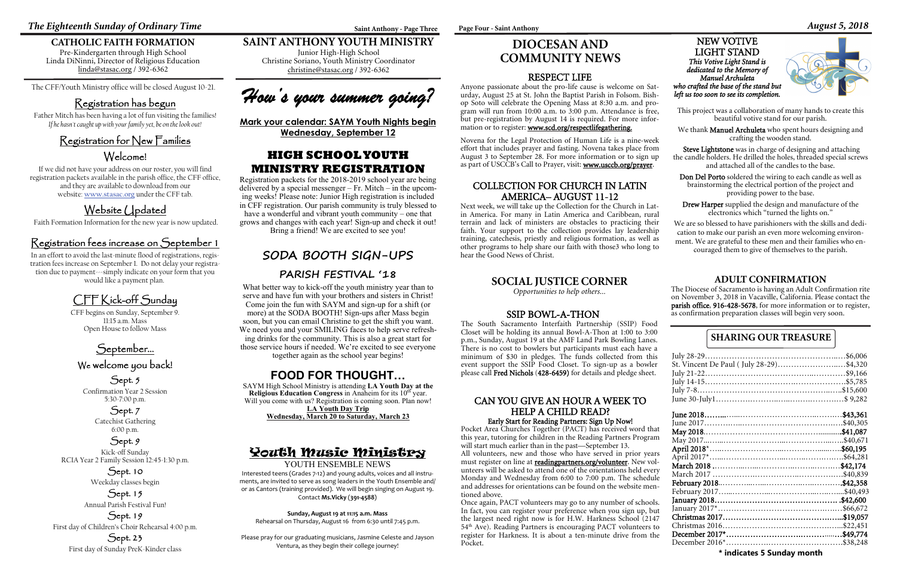## CATHOLIC FAITH FORMATION

Pre-Kindergarten through High School
Linda DiNinni, Director of Religious Education
linda@stasac.org / 392-6362

The CFF/Youth Ministry office will be closed August 10-21.

### Registration has begun

Father Mitch has been having a lot of fun visiting the families!
*If he hasn't caught up with your family yet, be on the look out!*

### Registration for New Families

### Welcome!

If we did not have your address on our roster, you will find registration packets available in the parish office, the CFF office, and they are available to download from our website: www.stasac.org under the CFF tab.

### Website Updated

Faith Formation Information for the new year is now updated.

### Registration fees increase on September 1

In an effort to avoid the last-minute flood of registrations, registration fees increase on September 1. Do not delay your registration due to payment---simply indicate on your form that you would like a payment plan.

### CFF Kick-off Sunday

CFF begins on Sunday, September 9.
11:15 a.m. Mass
Open House to follow Mass

### September...

### We welcome you back!

**Sept. 5**
Confirmation Year 2 Session
5:30-7:00 p.m.

**Sept. 7**
Catechist Gathering
6:00 p.m.

**Sept. 9**
Kick-off Sunday
RCIA Year 2 Family Session 12:45-1:30 p.m.

**Sept. 10**
Weekday classes begin

**Sept. 15**
Annual Parish Festival Fun!

**Sept. 19**
First day of Children's Choir Rehearsal 4:00 p.m.

**Sept. 23**
First day of Sunday PreK-Kinder class

## SAINT ANTHONY YOUTH MINISTRY

Junior High-High School
Christine Soriano, Youth Ministry Coordinator
christine@stasac.org / 392-6362

*How's your summer going?*

**Mark your calendar: SAYM Youth Nights begin Wednesday, September 12**

### HIGH SCHOOL YOUTH MINISTRY REGISTRATION

Registration packets for the 2018-2019 school year are being delivered by a special messenger – Fr. Mitch – in the upcoming weeks! Please note: Junior High registration is included in CFF registration. Our parish community is truly blessed to have a wonderful and vibrant youth community – one that grows and changes with each year! Sign-up and check it out! Bring a friend! We are excited to see you!

### SODA BOOTH SIGN-UPS

#### PARISH FESTIVAL '18

What better way to kick-off the youth ministry year than to serve and have fun with your brothers and sisters in Christ! Come join the fun with SAYM and sign-up for a shift (or more) at the SODA BOOTH! Sign-ups after Mass begin soon, but you can email Christine to get the shift you want. We need you and your SMILING faces to help serve refreshing drinks for the community. This is also a great start for those service hours if needed. We're excited to see everyone together again as the school year begins!

### FOOD FOR THOUGHT…

SAYM High School Ministry is attending **LA Youth Day at the Religious Education Congress** in Anaheim for its 10th year. Will you come with us? Registration is coming soon. Plan now!
**LA Youth Day Trip**
**Wednesday, March 20 to Saturday, March 23**

### Youth Music Ministry

YOUTH ENSEMBLE NEWS

Interested teens (Grades 7-12) and young adults, voices and all instruments, are invited to serve as song leaders in the Youth Ensemble and/or as Cantors (training provided). We will begin singing on August 19. Contact **Ms.Vicky (391-4588)**

**Sunday, August 19 at 11:15 a.m. Mass**
Rehearsal on Thursday, August 16 from 6:30 until 7:45 p.m.

Please pray for our graduating musicians, Jasmine Celeste and Jayson Ventura, as they begin their college journey!

## DIOCESAN AND COMMUNITY NEWS

### RESPECT LIFE

Anyone passionate about the pro-life cause is welcome on Saturday, August 25 at St. John the Baptist Parish in Folsom. Bishop Soto will celebrate the Opening Mass at 8:30 a.m. and program will run from 10:00 a.m. to 3:00 p.m. Attendance is free, but pre-registration by August 14 is required. For more information or to register: **www.scd.org/respectlifegathering.**

Novena for the Legal Protection of Human Life is a nine-week effort that includes prayer and fasting. Novena takes place from August 3 to September 28. For more information or to sign up as part of USCCB's Call to Prayer, visit: **www.usccb.org/prayer**.

### COLLECTION FOR CHURCH IN LATIN AMERICA– AUGUST 11-12

Next week, we will take up the Collection for the Church in Latin America. For many in Latin America and Caribbean, rural terrain and lack of ministers are obstacles to practicing their faith. Your support to the collection provides lay leadership training, catechesis, priestly and religious formation, as well as other programs to help share our faith with those3 who long to hear the Good News of Christ.

## SOCIAL JUSTICE CORNER

*Opportunities to help others...*

### SSIP BOWL-A-THON

The South Sacramento Interfaith Partnership (SSIP) Food Closet will be holding its annual Bowl-A-Thon at 1:00 to 3:00 p.m., Sunday, August 19 at the AMF Land Park Bowling Lanes. There is no cost to bowlers but participants must each have a minimum of $30 in pledges. The funds collected from this event support the SSIP Food Closet. To sign-up as a bowler please call **Fred Nichols** (**428-6459**) for details and pledge sheet.

### CAN YOU GIVE AN HOUR A WEEK TO HELP A CHILD READ?

**Early Start for Reading Partners: Sign Up Now!**

Pocket Area Churches Together (PACT) has received word that this year, tutoring for children in the Reading Partners Program will start much earlier than in the past—September 13.

All volunteers, new and those who have served in prior years must register on line at **readingpartners.org/volunteer**. New volunteers will be asked to attend one of the orientations held every Monday and Wednesday from 6:00 to 7:00 p.m. The schedule and addresses for orientations can be found on the website mentioned above.

Once again, PACT volunteers may go to any number of schools. In fact, you can register your preference when you sign up, but the largest need right now is for H.W. Harkness School (2147 54th Ave). Reading Partners is encouraging PACT volunteers to register for Harkness. It is about a ten-minute drive from the Pocket.

## NEW VOTIVE LIGHT STAND

***This Votive Light Stand is dedicated to the Memory of Manuel Archuleta who crafted the base of the stand but left us too soon to see its completion.***

This project was a collaboration of many hands to create this beautiful votive stand for our parish.

We thank **Manuel Archuleta** who spent hours designing and crafting the wooden stand.

**Steve Lightstone** was in charge of designing and attaching the candle holders. He drilled the holes, threaded special screws and attached all of the candles to the base.

**Don Del Porto** soldered the wiring to each candle as well as brainstorming the electrical portion of the project and providing power to the base.

**Drew Harper** supplied the design and manufacture of the electronics which "turned the lights on."

We are so blessed to have parishioners with the skills and dedication to make our parish an even more welcoming environment. We are grateful to these men and their families who encouraged them to give of themselves to the parish.

## ADULT CONFIRMATION

The Diocese of Sacramento is having an Adult Confirmation rite on November 3, 2018 in Vacaville, California. Please contact the **parish office**, **916-428-5678**, for more information or to register, as confirmation preparation classes will begin very soon.

## SHARING OUR TREASURE

| | |
|---|---|
| July 28-29 | $6,006 |
| St. Vincent De Paul ( July 28-29) | $4,320 |
| July 21-22 | $9,166 |
| July 14-15 | $5,785 |
| July 7-8 | $15,600 |
| June 30-July1 | $ 9,282 |
| **June 2018** | **$43,361** |
| June 2017 | $40,305 |
| **May 2018** | **$41,087** |
| May 2017 | $40,671 |
| **April 2018*** | **$60,195** |
| April 2017* | $64,281 |
| **March 2018** | **$42,174** |
| March 2017 | $40,839 |
| **February 2018** | **$42,358** |
| February 2017 | $40,493 |
| **January 2018** | **$42,600** |
| January 2017* | $66,672 |
| **Christmas 2017** | **$19,057** |
| Christmas 2016 | $22,451 |
| **December 2017*** | **$49,774** |
| December 2016* | $38,248 |

**\* indicates 5 Sunday month**